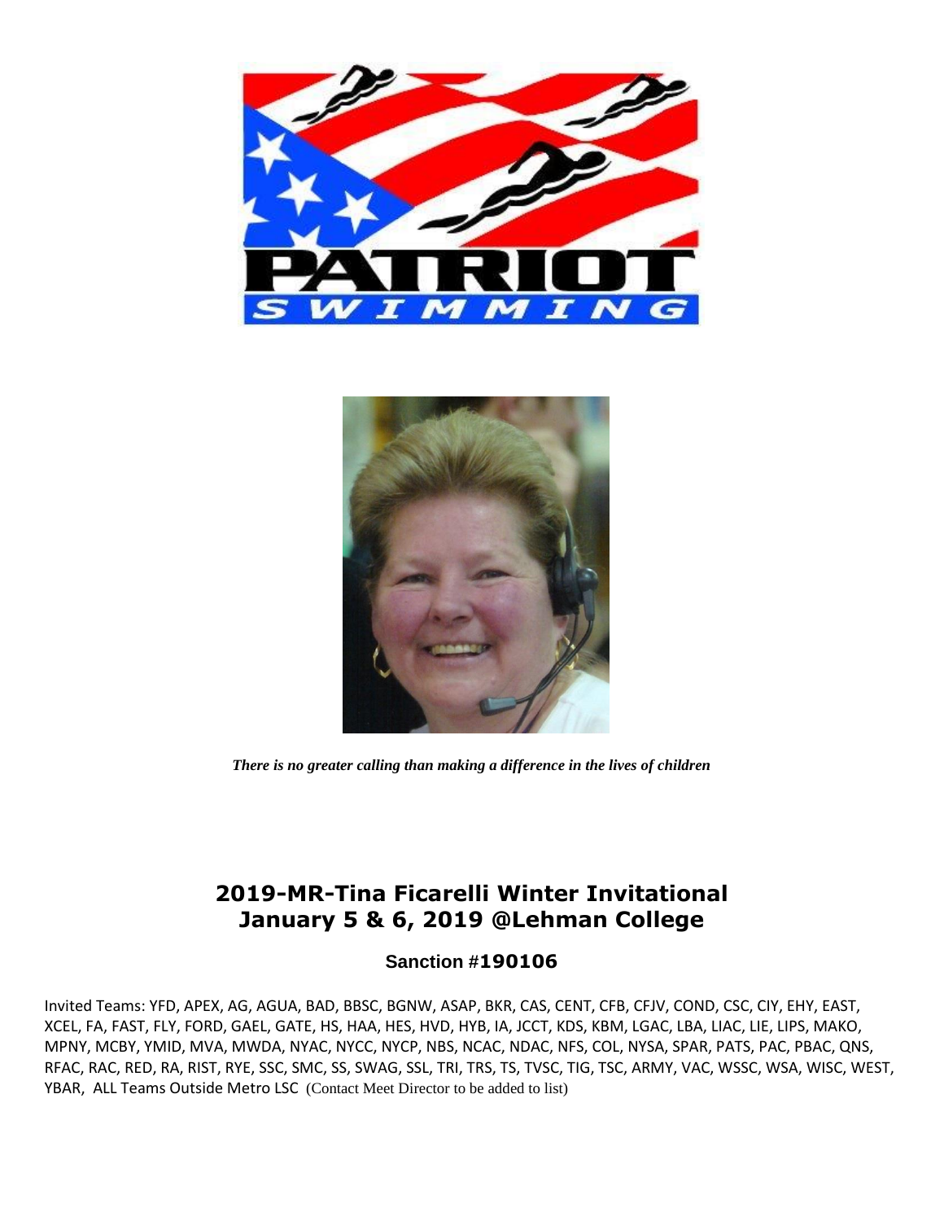*There is no greater calling than making a difference in the lives of children*

# 2019-MR-Tina Ficarelli Winter Invitational
# January 5 & 6, 2019 @Lehman College

### Sanction #190106

Invited Teams: YFD, APEX, AG, AGUA, BAD, BBSC, BGNW, ASAP, BKR, CAS, CENT, CFB, CFJV, COND, CSC, CIY, EHY, EAST, XCEL, FA, FAST, FLY, FORD, GAEL, GATE, HS, HAA, HES, HVD, HYB, IA, JCCT, KDS, KBM, LGAC, LBA, LIAC, LIE, LIPS, MAKO, MPNY, MCBY, YMID, MVA, MWDA, NYAC, NYCC, NYCP, NBS, NCAC, NDAC, NFS, COL, NYSA, SPAR, PATS, PAC, PBAC, QNS, RFAC, RAC, RED, RA, RIST, RYE, SSC, SMC, SS, SWAG, SSL, TRI, TRS, TS, TVSC, TIG, TSC, ARMY, VAC, WSSC, WSA, WISC, WEST, YBAR, ALL Teams Outside Metro LSC (Contact Meet Director to be added to list)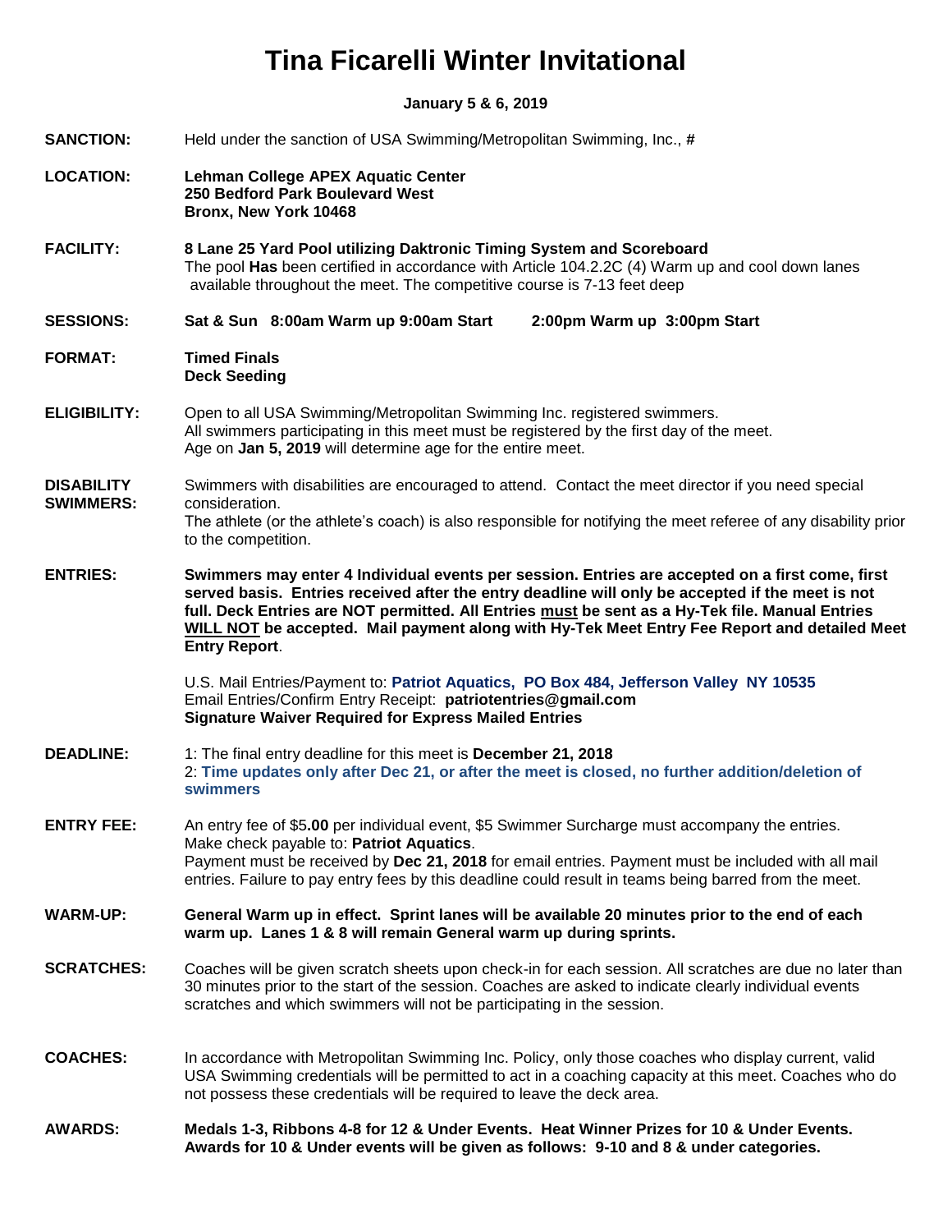# Tina Ficarelli Winter Invitational

**January 5 & 6, 2019**

**SANCTION:** Held under the sanction of USA Swimming/Metropolitan Swimming, Inc., **#**

**LOCATION:** **Lehman College APEX Aquatic Center**
**250 Bedford Park Boulevard West**
**Bronx, New York 10468**

**FACILITY:** **8 Lane 25 Yard Pool utilizing Daktronic Timing System and Scoreboard**
The pool **Has** been certified in accordance with Article 104.2.2C (4) Warm up and cool down lanes available throughout the meet. The competitive course is 7-13 feet deep

**SESSIONS:** **Sat & Sun 8:00am Warm up 9:00am Start 2:00pm Warm up 3:00pm Start**

**FORMAT:** **Timed Finals**
**Deck Seeding**

**ELIGIBILITY:** Open to all USA Swimming/Metropolitan Swimming Inc. registered swimmers.
All swimmers participating in this meet must be registered by the first day of the meet.
Age on **Jan 5, 2019** will determine age for the entire meet.

**DISABILITY SWIMMERS:** Swimmers with disabilities are encouraged to attend. Contact the meet director if you need special consideration.
The athlete (or the athlete's coach) is also responsible for notifying the meet referee of any disability prior to the competition.

**ENTRIES:** **Swimmers may enter 4 Individual events per session. Entries are accepted on a first come, first served basis. Entries received after the entry deadline will only be accepted if the meet is not full. Deck Entries are NOT permitted. All Entries must be sent as a Hy-Tek file. Manual Entries WILL NOT be accepted. Mail payment along with Hy-Tek Meet Entry Fee Report and detailed Meet Entry Report**.

U.S. Mail Entries/Payment to: **Patriot Aquatics, PO Box 484, Jefferson Valley NY 10535**
Email Entries/Confirm Entry Receipt: **patriotentries@gmail.com**
**Signature Waiver Required for Express Mailed Entries**

**DEADLINE:** 1: The final entry deadline for this meet is **December 21, 2018**
2: **Time updates only after Dec 21, or after the meet is closed, no further addition/deletion of swimmers**

**ENTRY FEE:** An entry fee of $5**.00** per individual event, $5 Swimmer Surcharge must accompany the entries.
Make check payable to: **Patriot Aquatics**.
Payment must be received by **Dec 21, 2018** for email entries. Payment must be included with all mail entries. Failure to pay entry fees by this deadline could result in teams being barred from the meet.

**WARM-UP:** **General Warm up in effect. Sprint lanes will be available 20 minutes prior to the end of each warm up. Lanes 1 & 8 will remain General warm up during sprints.**

**SCRATCHES:** Coaches will be given scratch sheets upon check-in for each session. All scratches are due no later than 30 minutes prior to the start of the session. Coaches are asked to indicate clearly individual events scratches and which swimmers will not be participating in the session.

**COACHES:** In accordance with Metropolitan Swimming Inc. Policy, only those coaches who display current, valid USA Swimming credentials will be permitted to act in a coaching capacity at this meet. Coaches who do not possess these credentials will be required to leave the deck area.

**AWARDS:** **Medals 1-3, Ribbons 4-8 for 12 & Under Events. Heat Winner Prizes for 10 & Under Events. Awards for 10 & Under events will be given as follows: 9-10 and 8 & under categories.**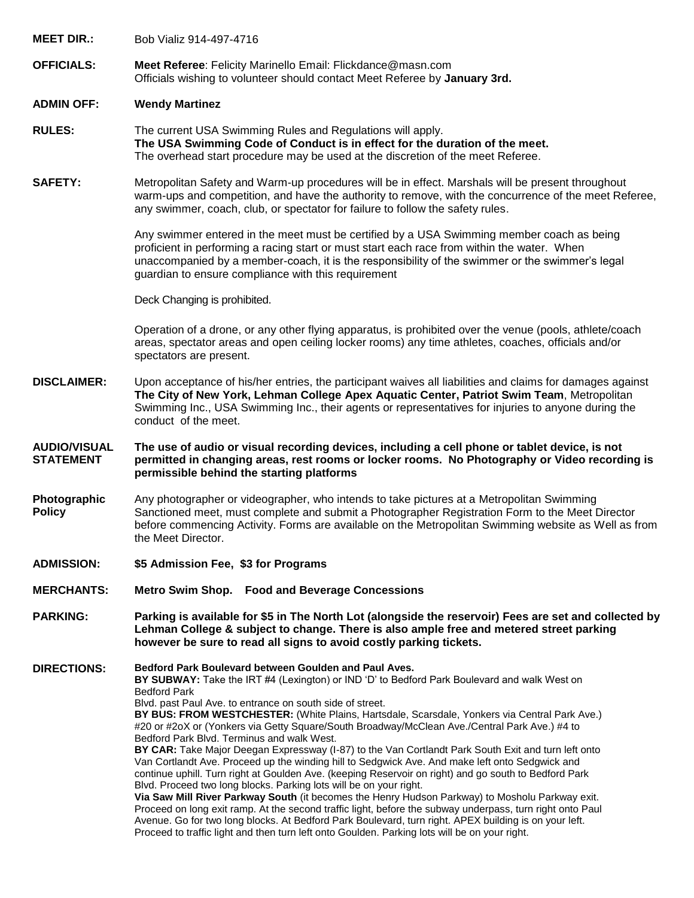**MEET DIR.:** Bob Vializ 914-497-4716

**OFFICIALS:** **Meet Referee**: Felicity Marinello Email: Flickdance@masn.com
Officials wishing to volunteer should contact Meet Referee by **January 3rd.**

**ADMIN OFF:** **Wendy Martinez**

**RULES:** The current USA Swimming Rules and Regulations will apply.
**The USA Swimming Code of Conduct is in effect for the duration of the meet.**
The overhead start procedure may be used at the discretion of the meet Referee.

**SAFETY:** Metropolitan Safety and Warm-up procedures will be in effect. Marshals will be present throughout warm-ups and competition, and have the authority to remove, with the concurrence of the meet Referee, any swimmer, coach, club, or spectator for failure to follow the safety rules.

Any swimmer entered in the meet must be certified by a USA Swimming member coach as being proficient in performing a racing start or must start each race from within the water. When unaccompanied by a member-coach, it is the responsibility of the swimmer or the swimmer's legal guardian to ensure compliance with this requirement

Deck Changing is prohibited.

Operation of a drone, or any other flying apparatus, is prohibited over the venue (pools, athlete/coach areas, spectator areas and open ceiling locker rooms) any time athletes, coaches, officials and/or spectators are present.

**DISCLAIMER:** Upon acceptance of his/her entries, the participant waives all liabilities and claims for damages against **The City of New York, Lehman College Apex Aquatic Center, Patriot Swim Team**, Metropolitan Swimming Inc., USA Swimming Inc., their agents or representatives for injuries to anyone during the conduct of the meet.

**AUDIO/VISUAL STATEMENT** **The use of audio or visual recording devices, including a cell phone or tablet device, is not permitted in changing areas, rest rooms or locker rooms. No Photography or Video recording is permissible behind the starting platforms**

**Photographic Policy** Any photographer or videographer, who intends to take pictures at a Metropolitan Swimming Sanctioned meet, must complete and submit a Photographer Registration Form to the Meet Director before commencing Activity. Forms are available on the Metropolitan Swimming website as Well as from the Meet Director.

**ADMISSION:** **$5 Admission Fee, $3 for Programs**

**MERCHANTS:** **Metro Swim Shop. Food and Beverage Concessions**

**PARKING:** **Parking is available for $5 in The North Lot (alongside the reservoir) Fees are set and collected by Lehman College & subject to change. There is also ample free and metered street parking however be sure to read all signs to avoid costly parking tickets.**

**DIRECTIONS:** **Bedford Park Boulevard between Goulden and Paul Aves.**
**BY SUBWAY:** Take the IRT #4 (Lexington) or IND 'D' to Bedford Park Boulevard and walk West on Bedford Park
Blvd. past Paul Ave. to entrance on south side of street.
**BY BUS: FROM WESTCHESTER:** (White Plains, Hartsdale, Scarsdale, Yonkers via Central Park Ave.) #20 or #2oX or (Yonkers via Getty Square/South Broadway/McClean Ave./Central Park Ave.) #4 to Bedford Park Blvd. Terminus and walk West.
**BY CAR:** Take Major Deegan Expressway (I-87) to the Van Cortlandt Park South Exit and turn left onto Van Cortlandt Ave. Proceed up the winding hill to Sedgwick Ave. And make left onto Sedgwick and continue uphill. Turn right at Goulden Ave. (keeping Reservoir on right) and go south to Bedford Park Blvd. Proceed two long blocks. Parking lots will be on your right.
**Via Saw Mill River Parkway South** (it becomes the Henry Hudson Parkway) to Mosholu Parkway exit. Proceed on long exit ramp. At the second traffic light, before the subway underpass, turn right onto Paul Avenue. Go for two long blocks. At Bedford Park Boulevard, turn right. APEX building is on your left. Proceed to traffic light and then turn left onto Goulden. Parking lots will be on your right.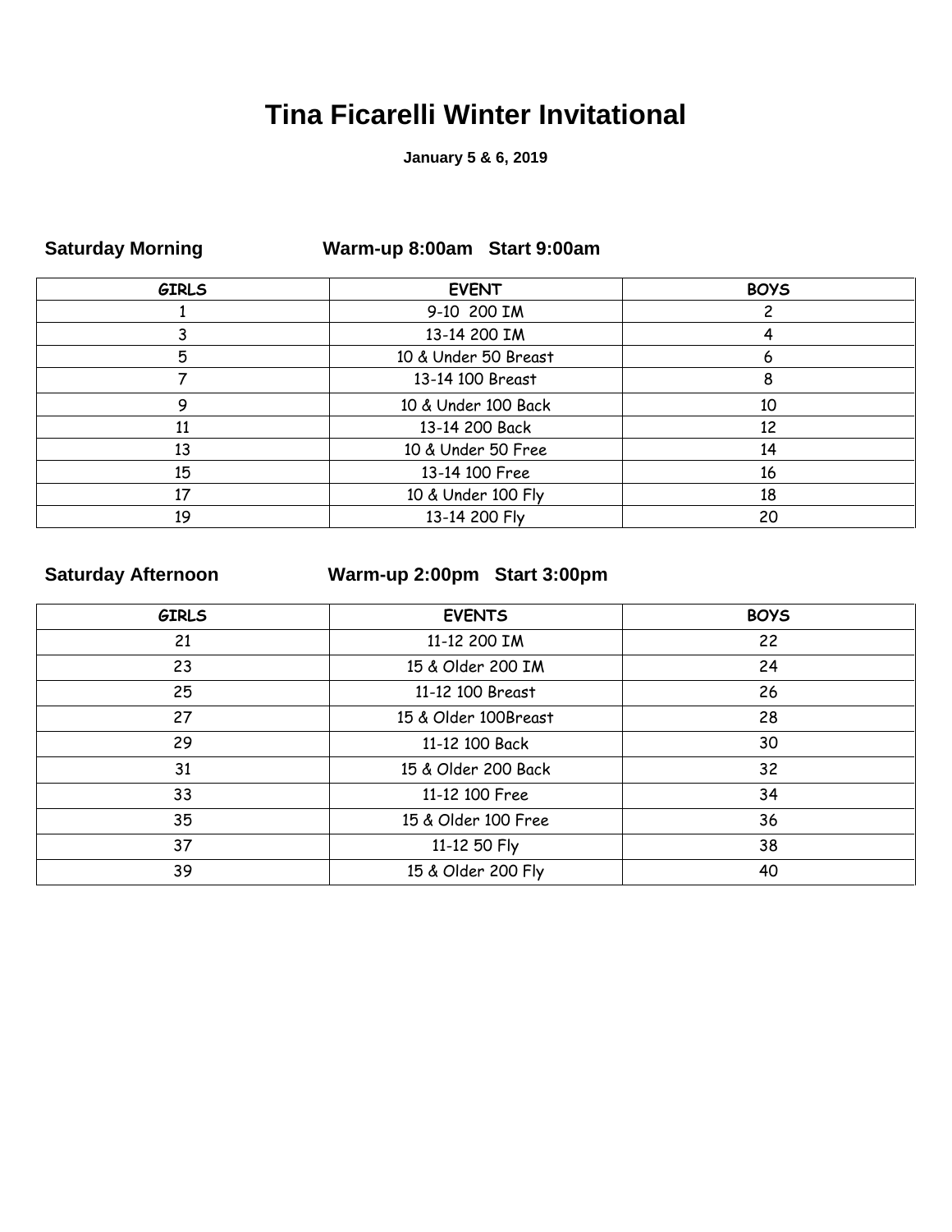# Tina Ficarelli Winter Invitational

**January 5 & 6, 2019**

**Saturday Morning** **Warm-up 8:00am Start 9:00am**

| GIRLS | EVENT | BOYS |
|---|---|---|
| 1 | 9-10 200 IM | 2 |
| 3 | 13-14 200 IM | 4 |
| 5 | 10 & Under 50 Breast | 6 |
| 7 | 13-14 100 Breast | 8 |
| 9 | 10 & Under 100 Back | 10 |
| 11 | 13-14 200 Back | 12 |
| 13 | 10 & Under 50 Free | 14 |
| 15 | 13-14 100 Free | 16 |
| 17 | 10 & Under 100 Fly | 18 |
| 19 | 13-14 200 Fly | 20 |

**Saturday Afternoon** **Warm-up 2:00pm Start 3:00pm**

| GIRLS | EVENTS | BOYS |
|---|---|---|
| 21 | 11-12 200 IM | 22 |
| 23 | 15 & Older 200 IM | 24 |
| 25 | 11-12 100 Breast | 26 |
| 27 | 15 & Older 100Breast | 28 |
| 29 | 11-12 100 Back | 30 |
| 31 | 15 & Older 200 Back | 32 |
| 33 | 11-12 100 Free | 34 |
| 35 | 15 & Older 100 Free | 36 |
| 37 | 11-12 50 Fly | 38 |
| 39 | 15 & Older 200 Fly | 40 |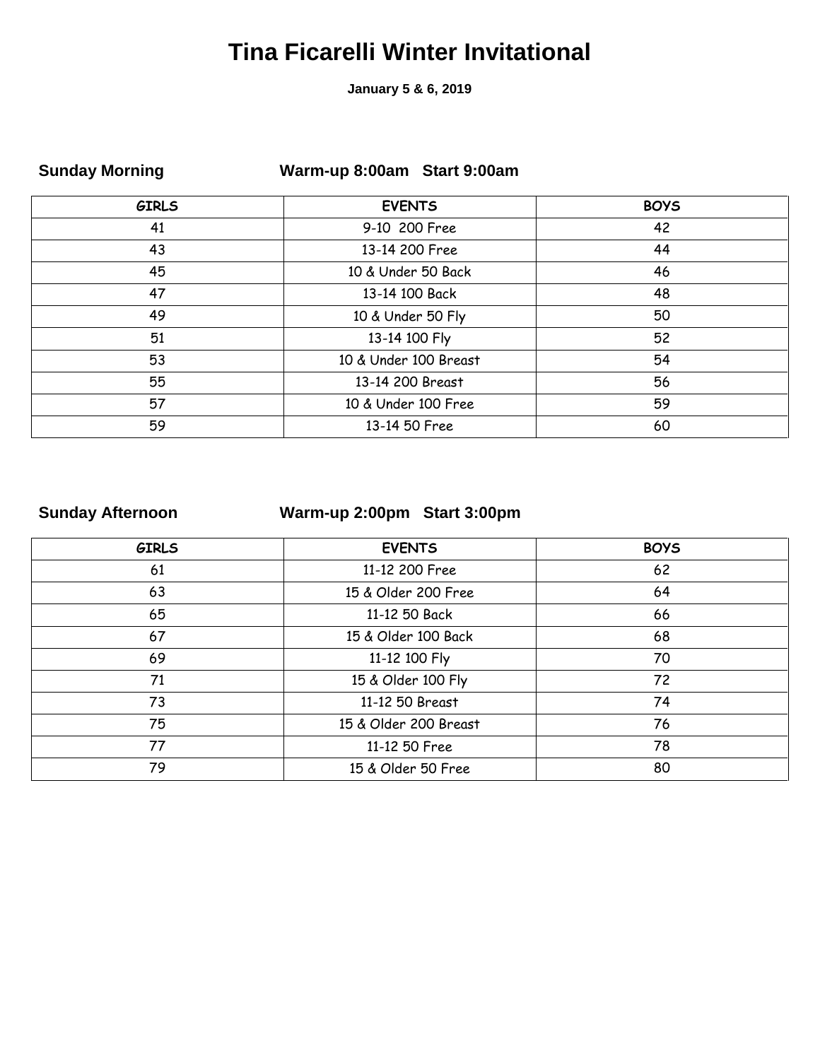# Tina Ficarelli Winter Invitational

**January 5 & 6, 2019**

**Sunday Morning** **Warm-up 8:00am Start 9:00am**

| GIRLS | EVENTS | BOYS |
|---|---|---|
| 41 | 9-10 200 Free | 42 |
| 43 | 13-14 200 Free | 44 |
| 45 | 10 & Under 50 Back | 46 |
| 47 | 13-14 100 Back | 48 |
| 49 | 10 & Under 50 Fly | 50 |
| 51 | 13-14 100 Fly | 52 |
| 53 | 10 & Under 100 Breast | 54 |
| 55 | 13-14 200 Breast | 56 |
| 57 | 10 & Under 100 Free | 59 |
| 59 | 13-14 50 Free | 60 |

**Sunday Afternoon** **Warm-up 2:00pm Start 3:00pm**

| GIRLS | EVENTS | BOYS |
|---|---|---|
| 61 | 11-12 200 Free | 62 |
| 63 | 15 & Older 200 Free | 64 |
| 65 | 11-12 50 Back | 66 |
| 67 | 15 & Older 100 Back | 68 |
| 69 | 11-12 100 Fly | 70 |
| 71 | 15 & Older 100 Fly | 72 |
| 73 | 11-12 50 Breast | 74 |
| 75 | 15 & Older 200 Breast | 76 |
| 77 | 11-12 50 Free | 78 |
| 79 | 15 & Older 50 Free | 80 |